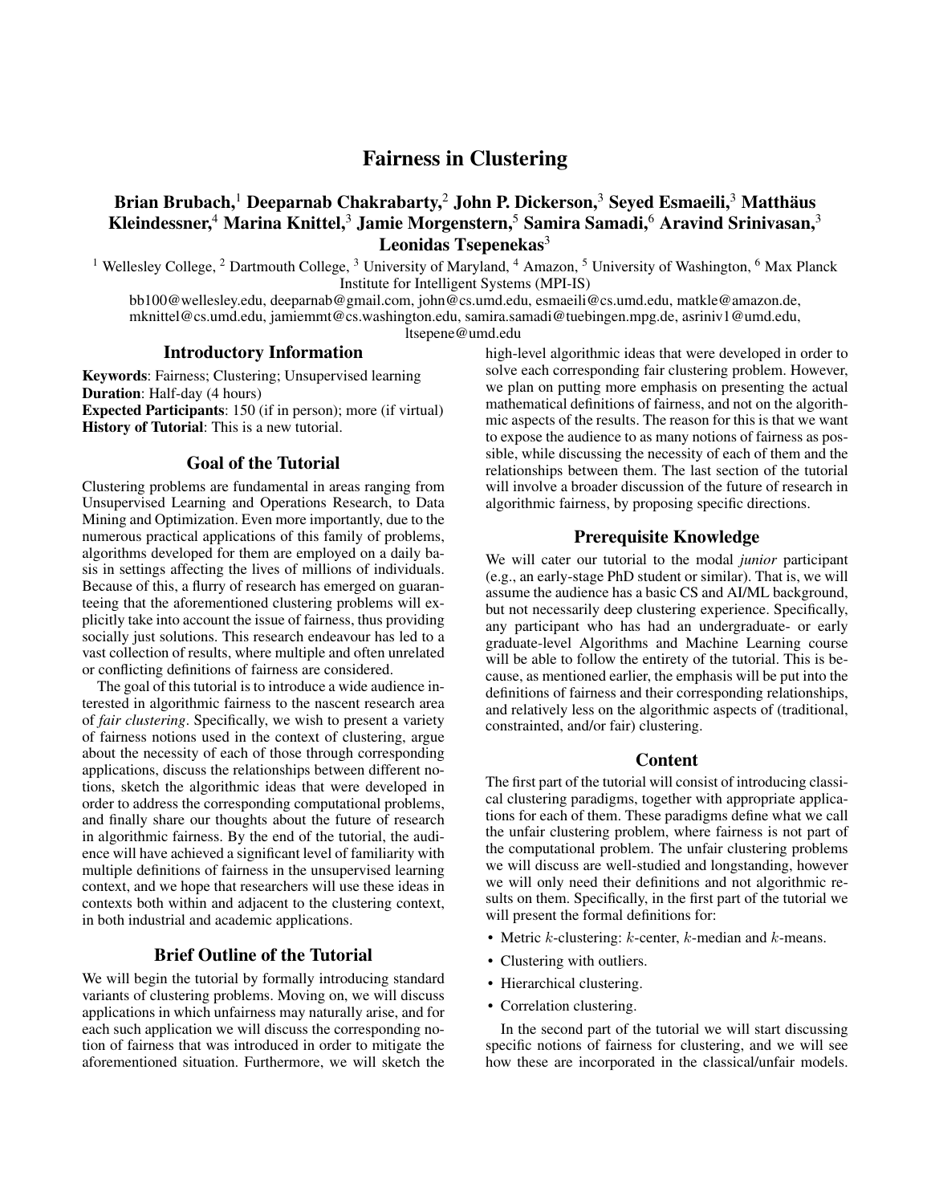# Fairness in Clustering

**Brian Brubach,[1] Deeparnab Chakrabarty,[2] John P. Dickerson,[3] Seyed Esmaeili,[3] Matthäus Kleindessner,[4] Marina Knittel,[3] Jamie Morgenstern,[5] Samira Samadi,[6] Aravind Srinivasan,[3] Leonidas Tsepenekas[3]**

[1] Wellesley College, [2] Dartmouth College, [3] University of Maryland, [4] Amazon, [5] University of Washington, [6] Max Planck Institute for Intelligent Systems (MPI-IS)

bb100@wellesley.edu, deeparnab@gmail.com, john@cs.umd.edu, esmaeili@cs.umd.edu, matkle@amazon.de, mknittel@cs.umd.edu, jamiemmt@cs.washington.edu, samira.samadi@tuebingen.mpg.de, asriniv1@umd.edu, ltsepene@umd.edu

## Introductory Information

**Keywords**: Fairness; Clustering; Unsupervised learning
**Duration**: Half-day (4 hours)
**Expected Participants**: 150 (if in person); more (if virtual)
**History of Tutorial**: This is a new tutorial.

## Goal of the Tutorial

Clustering problems are fundamental in areas ranging from Unsupervised Learning and Operations Research, to Data Mining and Optimization. Even more importantly, due to the numerous practical applications of this family of problems, algorithms developed for them are employed on a daily basis in settings affecting the lives of millions of individuals. Because of this, a flurry of research has emerged on guaranteeing that the aforementioned clustering problems will explicitly take into account the issue of fairness, thus providing socially just solutions. This research endeavour has led to a vast collection of results, where multiple and often unrelated or conflicting definitions of fairness are considered.

The goal of this tutorial is to introduce a wide audience interested in algorithmic fairness to the nascent research area of *fair clustering*. Specifically, we wish to present a variety of fairness notions used in the context of clustering, argue about the necessity of each of those through corresponding applications, discuss the relationships between different notions, sketch the algorithmic ideas that were developed in order to address the corresponding computational problems, and finally share our thoughts about the future of research in algorithmic fairness. By the end of the tutorial, the audience will have achieved a significant level of familiarity with multiple definitions of fairness in the unsupervised learning context, and we hope that researchers will use these ideas in contexts both within and adjacent to the clustering context, in both industrial and academic applications.

## Brief Outline of the Tutorial

We will begin the tutorial by formally introducing standard variants of clustering problems. Moving on, we will discuss applications in which unfairness may naturally arise, and for each such application we will discuss the corresponding notion of fairness that was introduced in order to mitigate the aforementioned situation. Furthermore, we will sketch the high-level algorithmic ideas that were developed in order to solve each corresponding fair clustering problem. However, we plan on putting more emphasis on presenting the actual mathematical definitions of fairness, and not on the algorithmic aspects of the results. The reason for this is that we want to expose the audience to as many notions of fairness as possible, while discussing the necessity of each of them and the relationships between them. The last section of the tutorial will involve a broader discussion of the future of research in algorithmic fairness, by proposing specific directions.

## Prerequisite Knowledge

We will cater our tutorial to the modal *junior* participant (e.g., an early-stage PhD student or similar). That is, we will assume the audience has a basic CS and AI/ML background, but not necessarily deep clustering experience. Specifically, any participant who has had an undergraduate- or early graduate-level Algorithms and Machine Learning course will be able to follow the entirety of the tutorial. This is because, as mentioned earlier, the emphasis will be put into the definitions of fairness and their corresponding relationships, and relatively less on the algorithmic aspects of (traditional, constrainted, and/or fair) clustering.

## Content

The first part of the tutorial will consist of introducing classical clustering paradigms, together with appropriate applications for each of them. These paradigms define what we call the unfair clustering problem, where fairness is not part of the computational problem. The unfair clustering problems we will discuss are well-studied and longstanding, however we will only need their definitions and not algorithmic results on them. Specifically, in the first part of the tutorial we will present the formal definitions for:

- Metric $k$-clustering: $k$-center, $k$-median and $k$-means.
- Clustering with outliers.
- Hierarchical clustering.
- Correlation clustering.

In the second part of the tutorial we will start discussing specific notions of fairness for clustering, and we will see how these are incorporated in the classical/unfair models.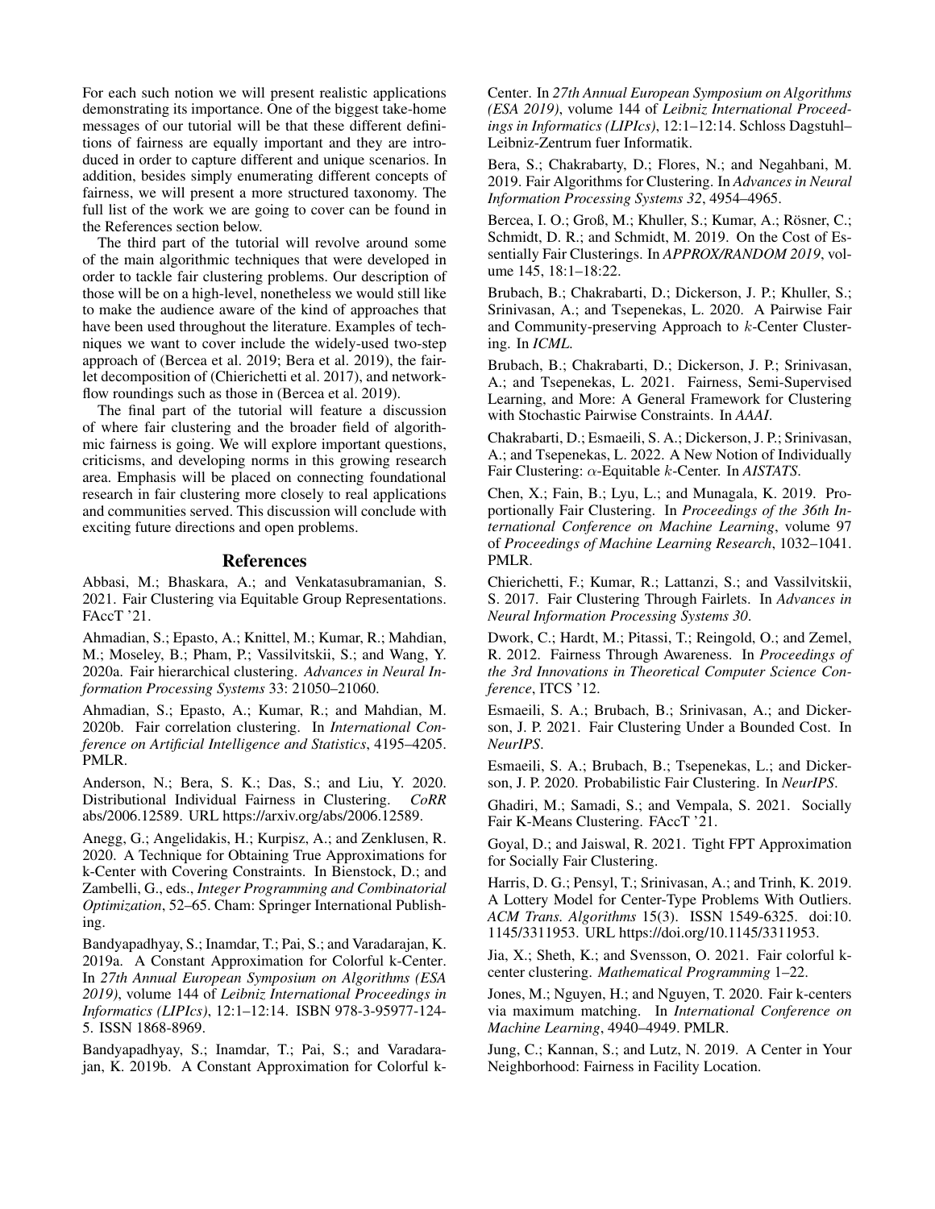For each such notion we will present realistic applications demonstrating its importance. One of the biggest take-home messages of our tutorial will be that these different definitions of fairness are equally important and they are introduced in order to capture different and unique scenarios. In addition, besides simply enumerating different concepts of fairness, we will present a more structured taxonomy. The full list of the work we are going to cover can be found in the References section below.

The third part of the tutorial will revolve around some of the main algorithmic techniques that were developed in order to tackle fair clustering problems. Our description of those will be on a high-level, nonetheless we would still like to make the audience aware of the kind of approaches that have been used throughout the literature. Examples of techniques we want to cover include the widely-used two-step approach of (Bercea et al. 2019; Bera et al. 2019), the fairlet decomposition of (Chierichetti et al. 2017), and network-flow roundings such as those in (Bercea et al. 2019).

The final part of the tutorial will feature a discussion of where fair clustering and the broader field of algorithmic fairness is going. We will explore important questions, criticisms, and developing norms in this growing research area. Emphasis will be placed on connecting foundational research in fair clustering more closely to real applications and communities served. This discussion will conclude with exciting future directions and open problems.

## References

Abbasi, M.; Bhaskara, A.; and Venkatasubramanian, S. 2021. Fair Clustering via Equitable Group Representations. FAccT '21.

Ahmadian, S.; Epasto, A.; Knittel, M.; Kumar, R.; Mahdian, M.; Moseley, B.; Pham, P.; Vassilvitskii, S.; and Wang, Y. 2020a. Fair hierarchical clustering. *Advances in Neural Information Processing Systems* 33: 21050–21060.

Ahmadian, S.; Epasto, A.; Kumar, R.; and Mahdian, M. 2020b. Fair correlation clustering. In *International Conference on Artificial Intelligence and Statistics*, 4195–4205. PMLR.

Anderson, N.; Bera, S. K.; Das, S.; and Liu, Y. 2020. Distributional Individual Fairness in Clustering. *CoRR* abs/2006.12589. URL https://arxiv.org/abs/2006.12589.

Anegg, G.; Angelidakis, H.; Kurpisz, A.; and Zenklusen, R. 2020. A Technique for Obtaining True Approximations for k-Center with Covering Constraints. In Bienstock, D.; and Zambelli, G., eds., *Integer Programming and Combinatorial Optimization*, 52–65. Cham: Springer International Publishing.

Bandyapadhyay, S.; Inamdar, T.; Pai, S.; and Varadarajan, K. 2019a. A Constant Approximation for Colorful k-Center. In *27th Annual European Symposium on Algorithms (ESA 2019)*, volume 144 of *Leibniz International Proceedings in Informatics (LIPIcs)*, 12:1–12:14. ISBN 978-3-95977-124-5. ISSN 1868-8969.

Bandyapadhyay, S.; Inamdar, T.; Pai, S.; and Varadarajan, K. 2019b. A Constant Approximation for Colorful k-Center. In *27th Annual European Symposium on Algorithms (ESA 2019)*, volume 144 of *Leibniz International Proceedings in Informatics (LIPIcs)*, 12:1–12:14. Schloss Dagstuhl–Leibniz-Zentrum fuer Informatik.

Bera, S.; Chakrabarty, D.; Flores, N.; and Negahbani, M. 2019. Fair Algorithms for Clustering. In *Advances in Neural Information Processing Systems 32*, 4954–4965.

Bercea, I. O.; Groß, M.; Khuller, S.; Kumar, A.; Rösner, C.; Schmidt, D. R.; and Schmidt, M. 2019. On the Cost of Essentially Fair Clusterings. In *APPROX/RANDOM 2019*, volume 145, 18:1–18:22.

Brubach, B.; Chakrabarti, D.; Dickerson, J. P.; Khuller, S.; Srinivasan, A.; and Tsepenekas, L. 2020. A Pairwise Fair and Community-preserving Approach to $k$-Center Clustering. In *ICML*.

Brubach, B.; Chakrabarti, D.; Dickerson, J. P.; Srinivasan, A.; and Tsepenekas, L. 2021. Fairness, Semi-Supervised Learning, and More: A General Framework for Clustering with Stochastic Pairwise Constraints. In *AAAI*.

Chakrabarti, D.; Esmaeili, S. A.; Dickerson, J. P.; Srinivasan, A.; and Tsepenekas, L. 2022. A New Notion of Individually Fair Clustering: $\alpha$-Equitable $k$-Center. In *AISTATS*.

Chen, X.; Fain, B.; Lyu, L.; and Munagala, K. 2019. Proportionally Fair Clustering. In *Proceedings of the 36th International Conference on Machine Learning*, volume 97 of *Proceedings of Machine Learning Research*, 1032–1041. PMLR.

Chierichetti, F.; Kumar, R.; Lattanzi, S.; and Vassilvitskii, S. 2017. Fair Clustering Through Fairlets. In *Advances in Neural Information Processing Systems 30*.

Dwork, C.; Hardt, M.; Pitassi, T.; Reingold, O.; and Zemel, R. 2012. Fairness Through Awareness. In *Proceedings of the 3rd Innovations in Theoretical Computer Science Conference*, ITCS '12.

Esmaeili, S. A.; Brubach, B.; Srinivasan, A.; and Dickerson, J. P. 2021. Fair Clustering Under a Bounded Cost. In *NeurIPS*.

Esmaeili, S. A.; Brubach, B.; Tsepenekas, L.; and Dickerson, J. P. 2020. Probabilistic Fair Clustering. In *NeurIPS*.

Ghadiri, M.; Samadi, S.; and Vempala, S. 2021. Socially Fair K-Means Clustering. FAccT '21.

Goyal, D.; and Jaiswal, R. 2021. Tight FPT Approximation for Socially Fair Clustering.

Harris, D. G.; Pensyl, T.; Srinivasan, A.; and Trinh, K. 2019. A Lottery Model for Center-Type Problems With Outliers. *ACM Trans. Algorithms* 15(3). ISSN 1549-6325. doi:10.1145/3311953. URL https://doi.org/10.1145/3311953.

Jia, X.; Sheth, K.; and Svensson, O. 2021. Fair colorful k-center clustering. *Mathematical Programming* 1–22.

Jones, M.; Nguyen, H.; and Nguyen, T. 2020. Fair k-centers via maximum matching. In *International Conference on Machine Learning*, 4940–4949. PMLR.

Jung, C.; Kannan, S.; and Lutz, N. 2019. A Center in Your Neighborhood: Fairness in Facility Location.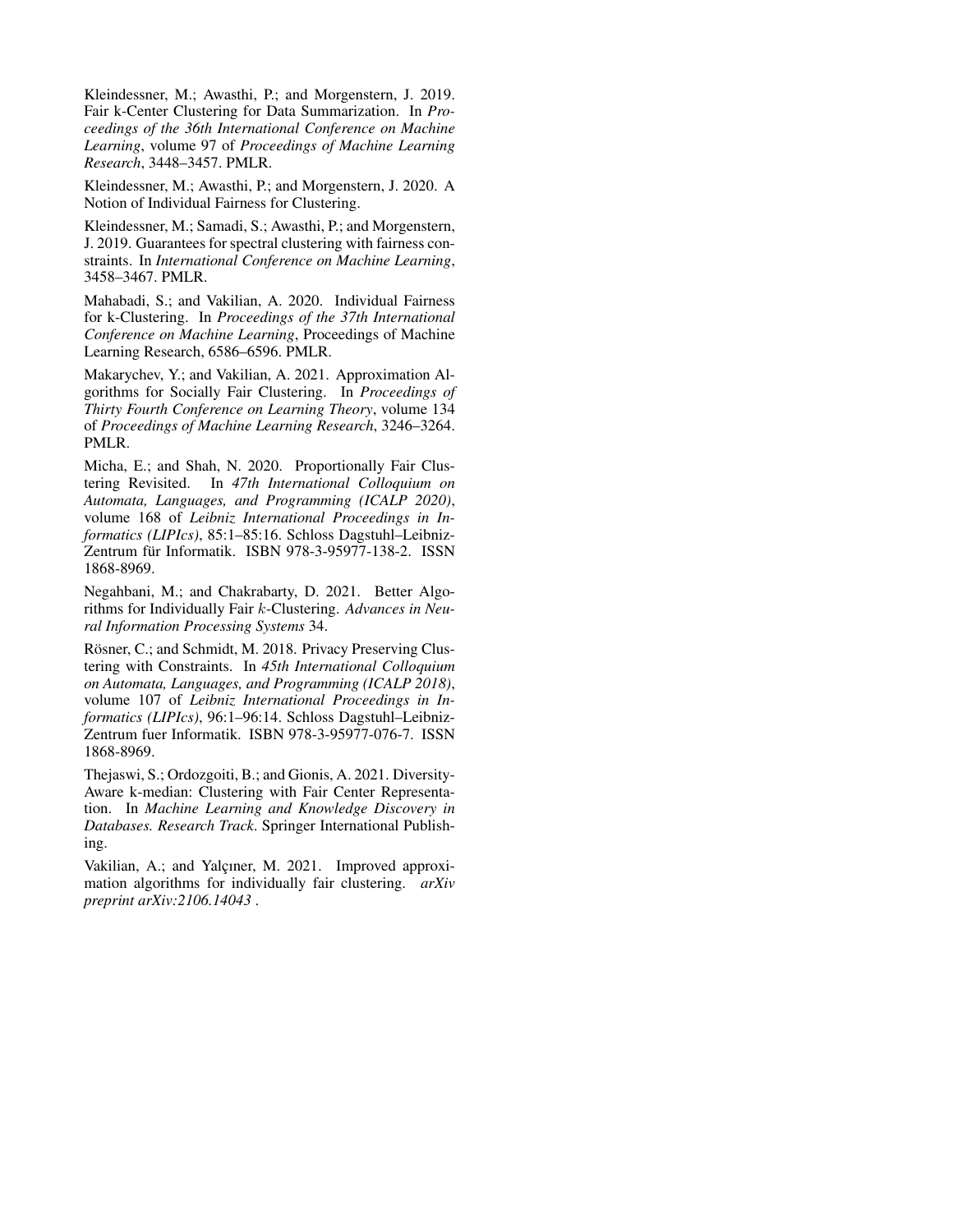Kleindessner, M.; Awasthi, P.; and Morgenstern, J. 2019. Fair k-Center Clustering for Data Summarization. In *Proceedings of the 36th International Conference on Machine Learning*, volume 97 of *Proceedings of Machine Learning Research*, 3448–3457. PMLR.

Kleindessner, M.; Awasthi, P.; and Morgenstern, J. 2020. A Notion of Individual Fairness for Clustering.

Kleindessner, M.; Samadi, S.; Awasthi, P.; and Morgenstern, J. 2019. Guarantees for spectral clustering with fairness constraints. In *International Conference on Machine Learning*, 3458–3467. PMLR.

Mahabadi, S.; and Vakilian, A. 2020. Individual Fairness for k-Clustering. In *Proceedings of the 37th International Conference on Machine Learning*, Proceedings of Machine Learning Research, 6586–6596. PMLR.

Makarychev, Y.; and Vakilian, A. 2021. Approximation Algorithms for Socially Fair Clustering. In *Proceedings of Thirty Fourth Conference on Learning Theory*, volume 134 of *Proceedings of Machine Learning Research*, 3246–3264. PMLR.

Micha, E.; and Shah, N. 2020. Proportionally Fair Clustering Revisited. In *47th International Colloquium on Automata, Languages, and Programming (ICALP 2020)*, volume 168 of *Leibniz International Proceedings in Informatics (LIPIcs)*, 85:1–85:16. Schloss Dagstuhl–Leibniz-Zentrum für Informatik. ISBN 978-3-95977-138-2. ISSN 1868-8969.

Negahbani, M.; and Chakrabarty, D. 2021. Better Algorithms for Individually Fair $k$-Clustering. *Advances in Neural Information Processing Systems* 34.

Rösner, C.; and Schmidt, M. 2018. Privacy Preserving Clustering with Constraints. In *45th International Colloquium on Automata, Languages, and Programming (ICALP 2018)*, volume 107 of *Leibniz International Proceedings in Informatics (LIPIcs)*, 96:1–96:14. Schloss Dagstuhl–Leibniz-Zentrum fuer Informatik. ISBN 978-3-95977-076-7. ISSN 1868-8969.

Thejaswi, S.; Ordozgoiti, B.; and Gionis, A. 2021. Diversity-Aware k-median: Clustering with Fair Center Representation. In *Machine Learning and Knowledge Discovery in Databases. Research Track*. Springer International Publishing.

Vakilian, A.; and Yalçıner, M. 2021. Improved approximation algorithms for individually fair clustering. *arXiv preprint arXiv:2106.14043* .